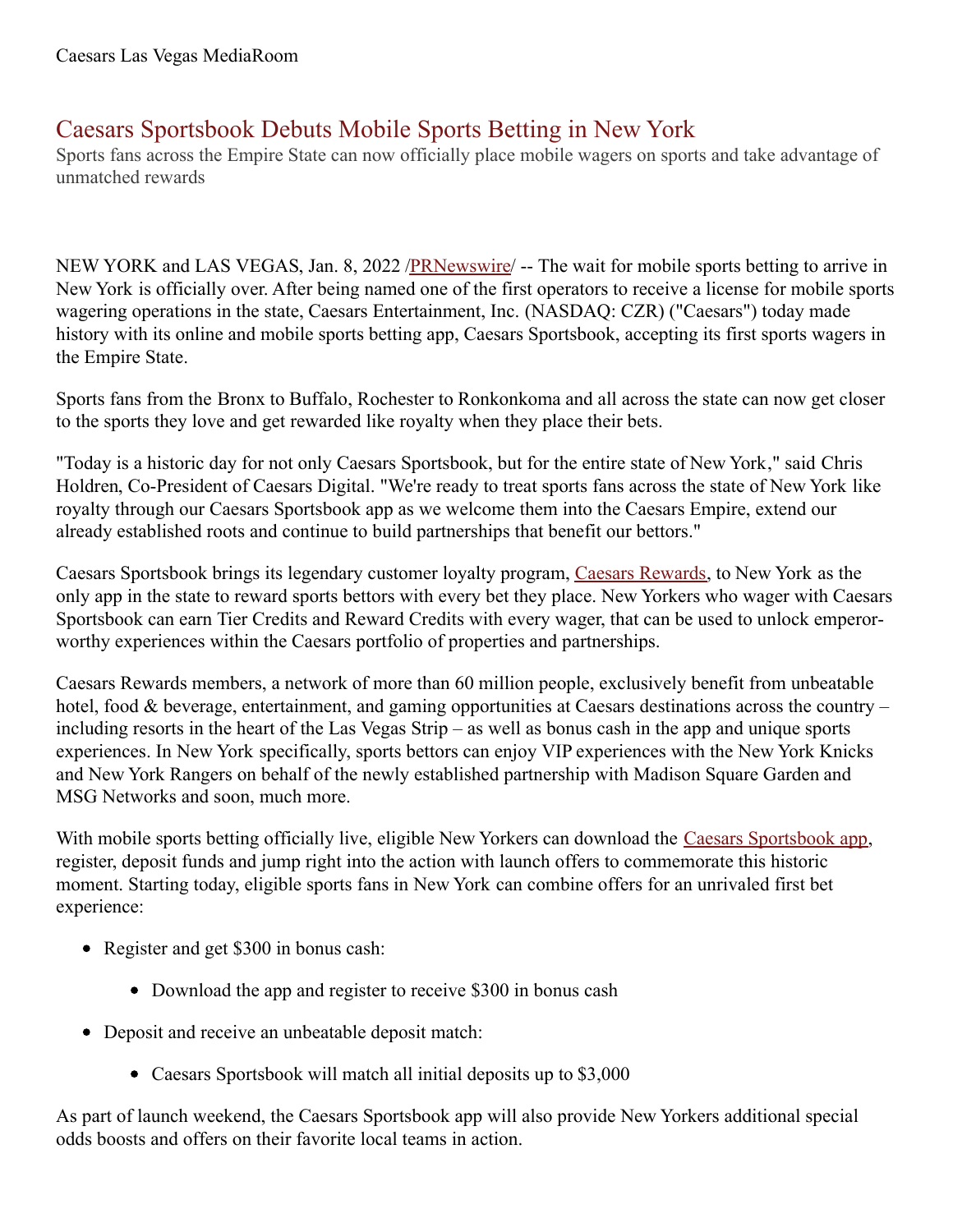Caesars Las Vegas MediaRoom

# Caesars Sportsbook Debuts Mobile Sports Betting in New York

Sports fans across the Empire State can now officially place mobile wagers on sports and take advantage of unmatched rewards

NEW YORK and LAS VEGAS, Jan. 8, 2022 /PRNewswire/ -- The wait for mobile sports betting to arrive in New York is officially over. After being named one of the first operators to receive a license for mobile sports wagering operations in the state, Caesars Entertainment, Inc. (NASDAQ: CZR) ("Caesars") today made history with its online and mobile sports betting app, Caesars Sportsbook, accepting its first sports wagers in the Empire State.

Sports fans from the Bronx to Buffalo, Rochester to Ronkonkoma and all across the state can now get closer to the sports they love and get rewarded like royalty when they place their bets.

"Today is a historic day for not only Caesars Sportsbook, but for the entire state of New York," said Chris Holdren, Co-President of Caesars Digital. "We're ready to treat sports fans across the state of New York like royalty through our Caesars Sportsbook app as we welcome them into the Caesars Empire, extend our already established roots and continue to build partnerships that benefit our bettors."

Caesars Sportsbook brings its legendary customer loyalty program, Caesars Rewards, to New York as the only app in the state to reward sports bettors with every bet they place. New Yorkers who wager with Caesars Sportsbook can earn Tier Credits and Reward Credits with every wager, that can be used to unlock emperor-worthy experiences within the Caesars portfolio of properties and partnerships.

Caesars Rewards members, a network of more than 60 million people, exclusively benefit from unbeatable hotel, food & beverage, entertainment, and gaming opportunities at Caesars destinations across the country – including resorts in the heart of the Las Vegas Strip – as well as bonus cash in the app and unique sports experiences. In New York specifically, sports bettors can enjoy VIP experiences with the New York Knicks and New York Rangers on behalf of the newly established partnership with Madison Square Garden and MSG Networks and soon, much more.

With mobile sports betting officially live, eligible New Yorkers can download the Caesars Sportsbook app, register, deposit funds and jump right into the action with launch offers to commemorate this historic moment. Starting today, eligible sports fans in New York can combine offers for an unrivaled first bet experience:

- Register and get $300 in bonus cash:
  - Download the app and register to receive $300 in bonus cash
- Deposit and receive an unbeatable deposit match:
  - Caesars Sportsbook will match all initial deposits up to $3,000

As part of launch weekend, the Caesars Sportsbook app will also provide New Yorkers additional special odds boosts and offers on their favorite local teams in action.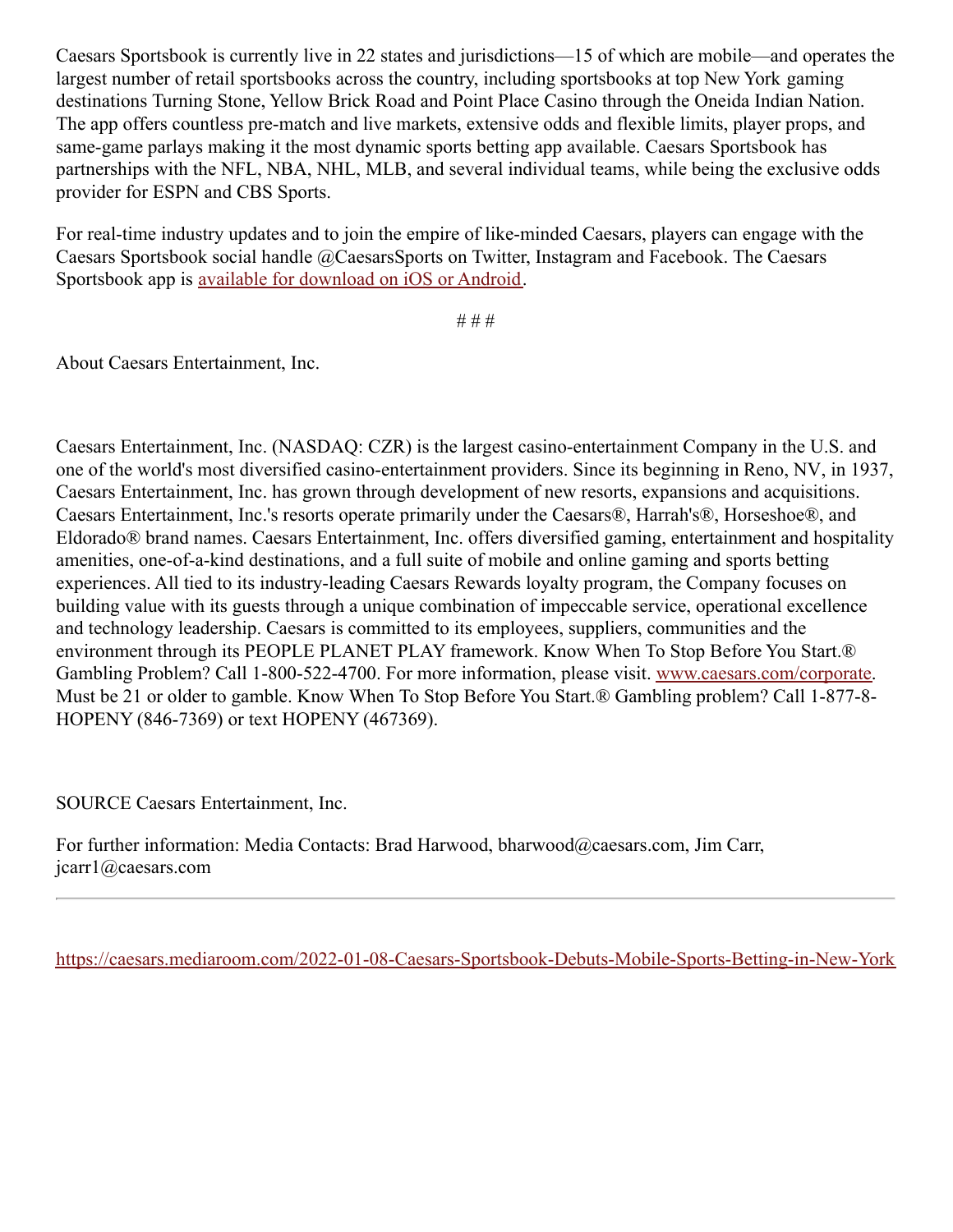Caesars Sportsbook is currently live in 22 states and jurisdictions—15 of which are mobile—and operates the largest number of retail sportsbooks across the country, including sportsbooks at top New York gaming destinations Turning Stone, Yellow Brick Road and Point Place Casino through the Oneida Indian Nation. The app offers countless pre-match and live markets, extensive odds and flexible limits, player props, and same-game parlays making it the most dynamic sports betting app available. Caesars Sportsbook has partnerships with the NFL, NBA, NHL, MLB, and several individual teams, while being the exclusive odds provider for ESPN and CBS Sports.

For real-time industry updates and to join the empire of like-minded Caesars, players can engage with the Caesars Sportsbook social handle @CaesarsSports on Twitter, Instagram and Facebook. The Caesars Sportsbook app is [available for download on iOS or Android](#).

# # #

About Caesars Entertainment, Inc.

Caesars Entertainment, Inc. (NASDAQ: CZR) is the largest casino-entertainment Company in the U.S. and one of the world's most diversified casino-entertainment providers. Since its beginning in Reno, NV, in 1937, Caesars Entertainment, Inc. has grown through development of new resorts, expansions and acquisitions. Caesars Entertainment, Inc.'s resorts operate primarily under the Caesars®, Harrah's®, Horseshoe®, and Eldorado® brand names. Caesars Entertainment, Inc. offers diversified gaming, entertainment and hospitality amenities, one-of-a-kind destinations, and a full suite of mobile and online gaming and sports betting experiences. All tied to its industry-leading Caesars Rewards loyalty program, the Company focuses on building value with its guests through a unique combination of impeccable service, operational excellence and technology leadership. Caesars is committed to its employees, suppliers, communities and the environment through its PEOPLE PLANET PLAY framework. Know When To Stop Before You Start.® Gambling Problem? Call 1-800-522-4700. For more information, please visit. [www.caesars.com/corporate](http://www.caesars.com/corporate). Must be 21 or older to gamble. Know When To Stop Before You Start.® Gambling problem? Call 1-877-8-HOPENY (846-7369) or text HOPENY (467369).

SOURCE Caesars Entertainment, Inc.

For further information: Media Contacts: Brad Harwood, bharwood@caesars.com, Jim Carr, jcarr1@caesars.com

---

https://caesars.mediaroom.com/2022-01-08-Caesars-Sportsbook-Debuts-Mobile-Sports-Betting-in-New-York